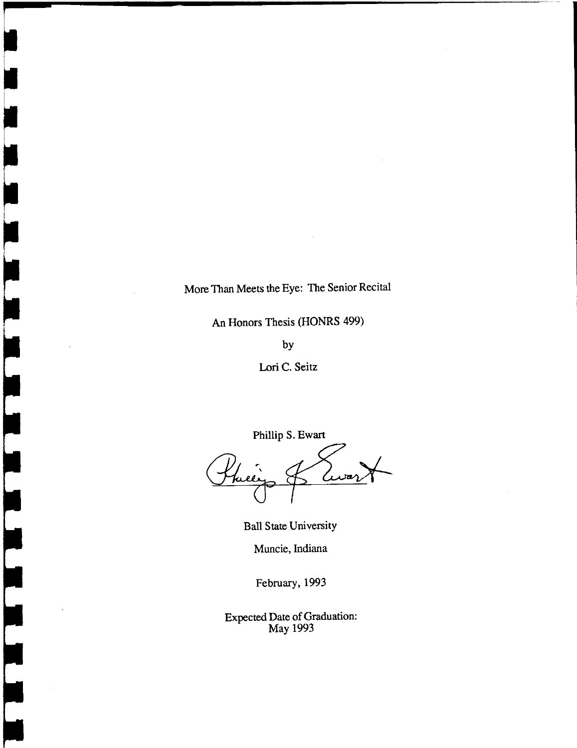More Than Meets the Eye: The Senior Recital

An Honors Thesis (HONRS 499)

by

Lori C. Seitz

Phillip S. Ewart

Ball State University

Muncie, Indiana

February, 1993

Expected Date of Graduation:
May 1993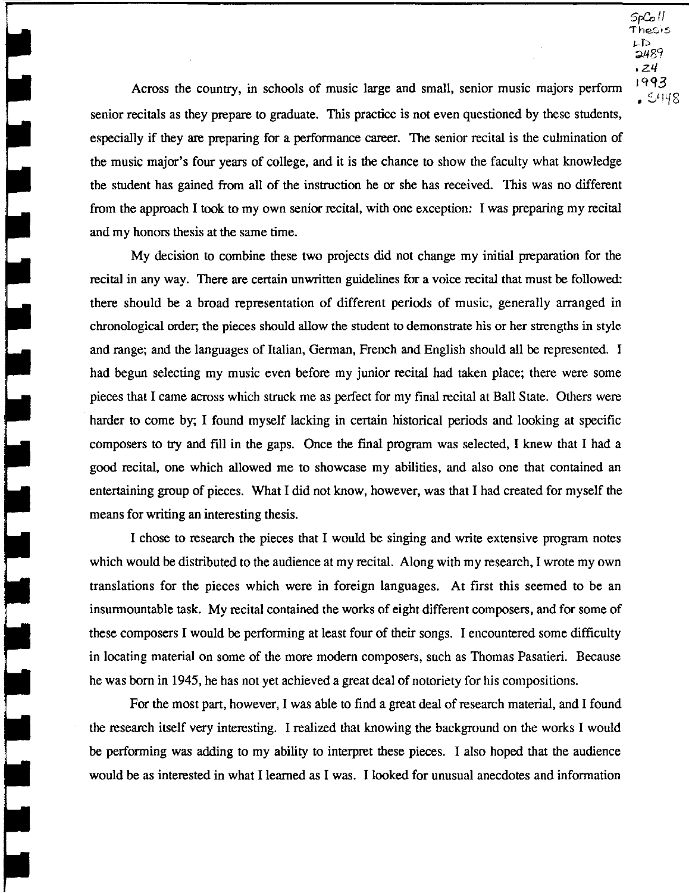Across the country, in schools of music large and small, senior music majors perform senior recitals as they prepare to graduate. This practice is not even questioned by these students, especially if they are preparing for a performance career. The senior recital is the culmination of the music major's four years of college, and it is the chance to show the faculty what knowledge the student has gained from all of the instruction he or she has received. This was no different from the approach I took to my own senior recital, with one exception: I was preparing my recital and my honors thesis at the same time.

My decision to combine these two projects did not change my initial preparation for the recital in any way. There are certain unwritten guidelines for a voice recital that must be followed: there should be a broad representation of different periods of music, generally arranged in chronological order; the pieces should allow the student to demonstrate his or her strengths in style and range; and the languages of Italian, German, French and English should all be represented. I had begun selecting my music even before my junior recital had taken place; there were some pieces that I came across which struck me as perfect for my final recital at Ball State. Others were harder to come by; I found myself lacking in certain historical periods and looking at specific composers to try and fill in the gaps. Once the final program was selected, I knew that I had a good recital, one which allowed me to showcase my abilities, and also one that contained an entertaining group of pieces. What I did not know, however, was that I had created for myself the means for writing an interesting thesis.

I chose to research the pieces that I would be singing and write extensive program notes which would be distributed to the audience at my recital. Along with my research, I wrote my own translations for the pieces which were in foreign languages. At first this seemed to be an insurmountable task. My recital contained the works of eight different composers, and for some of these composers I would be performing at least four of their songs. I encountered some difficulty in locating material on some of the more modern composers, such as Thomas Pasatieri. Because he was born in 1945, he has not yet achieved a great deal of notoriety for his compositions.

For the most part, however, I was able to find a great deal of research material, and I found the research itself very interesting. I realized that knowing the background on the works I would be performing was adding to my ability to interpret these pieces. I also hoped that the audience would be as interested in what I learned as I was. I looked for unusual anecdotes and information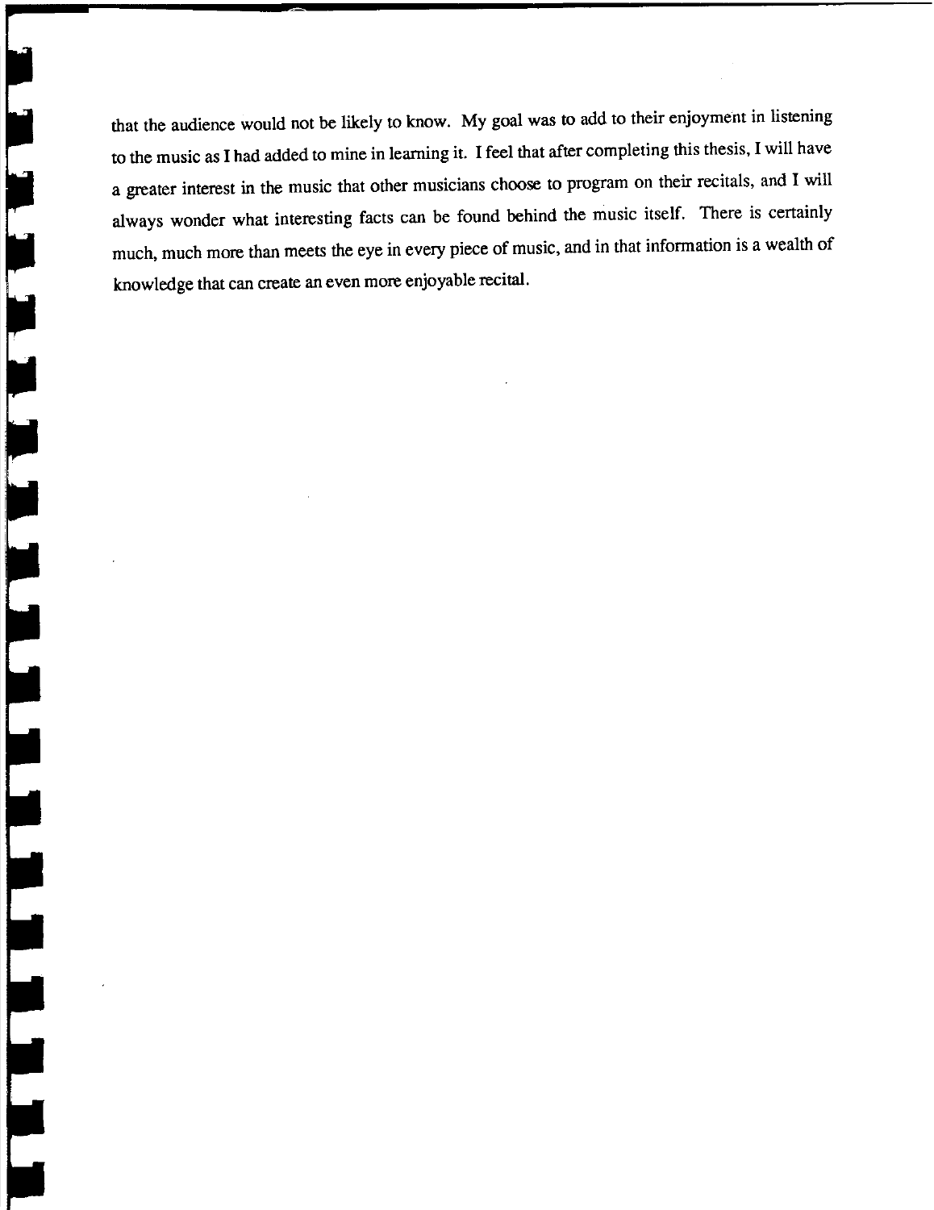that the audience would not be likely to know. My goal was to add to their enjoyment in listening to the music as I had added to mine in learning it. I feel that after completing this thesis, I will have a greater interest in the music that other musicians choose to program on their recitals, and I will always wonder what interesting facts can be found behind the music itself. There is certainly much, much more than meets the eye in every piece of music, and in that information is a wealth of knowledge that can create an even more enjoyable recital.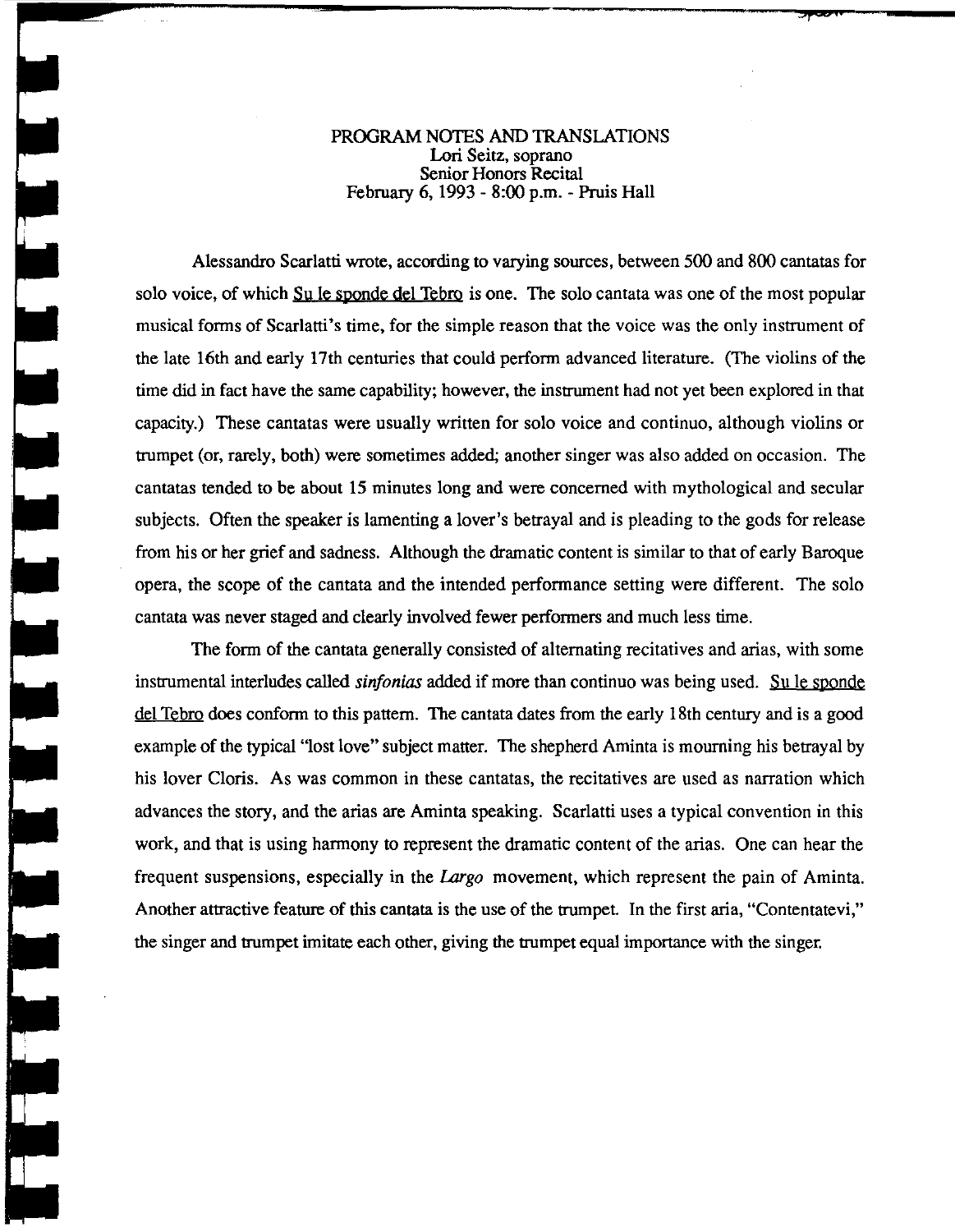# PROGRAM NOTES AND TRANSLATIONS

Lori Seitz, soprano
Senior Honors Recital
February 6, 1993 - 8:00 p.m. - Pruis Hall

Alessandro Scarlatti wrote, according to varying sources, between 500 and 800 cantatas for solo voice, of which Su le sponde del Tebro is one. The solo cantata was one of the most popular musical forms of Scarlatti's time, for the simple reason that the voice was the only instrument of the late 16th and early 17th centuries that could perform advanced literature. (The violins of the time did in fact have the same capability; however, the instrument had not yet been explored in that capacity.) These cantatas were usually written for solo voice and continuo, although violins or trumpet (or, rarely, both) were sometimes added; another singer was also added on occasion. The cantatas tended to be about 15 minutes long and were concerned with mythological and secular subjects. Often the speaker is lamenting a lover's betrayal and is pleading to the gods for release from his or her grief and sadness. Although the dramatic content is similar to that of early Baroque opera, the scope of the cantata and the intended performance setting were different. The solo cantata was never staged and clearly involved fewer performers and much less time.

The form of the cantata generally consisted of alternating recitatives and arias, with some instrumental interludes called *sinfonias* added if more than continuo was being used. Su le sponde del Tebro does conform to this pattern. The cantata dates from the early 18th century and is a good example of the typical "lost love" subject matter. The shepherd Aminta is mourning his betrayal by his lover Cloris. As was common in these cantatas, the recitatives are used as narration which advances the story, and the arias are Aminta speaking. Scarlatti uses a typical convention in this work, and that is using harmony to represent the dramatic content of the arias. One can hear the frequent suspensions, especially in the *Largo* movement, which represent the pain of Aminta. Another attractive feature of this cantata is the use of the trumpet. In the first aria, "Contentatevi," the singer and trumpet imitate each other, giving the trumpet equal importance with the singer.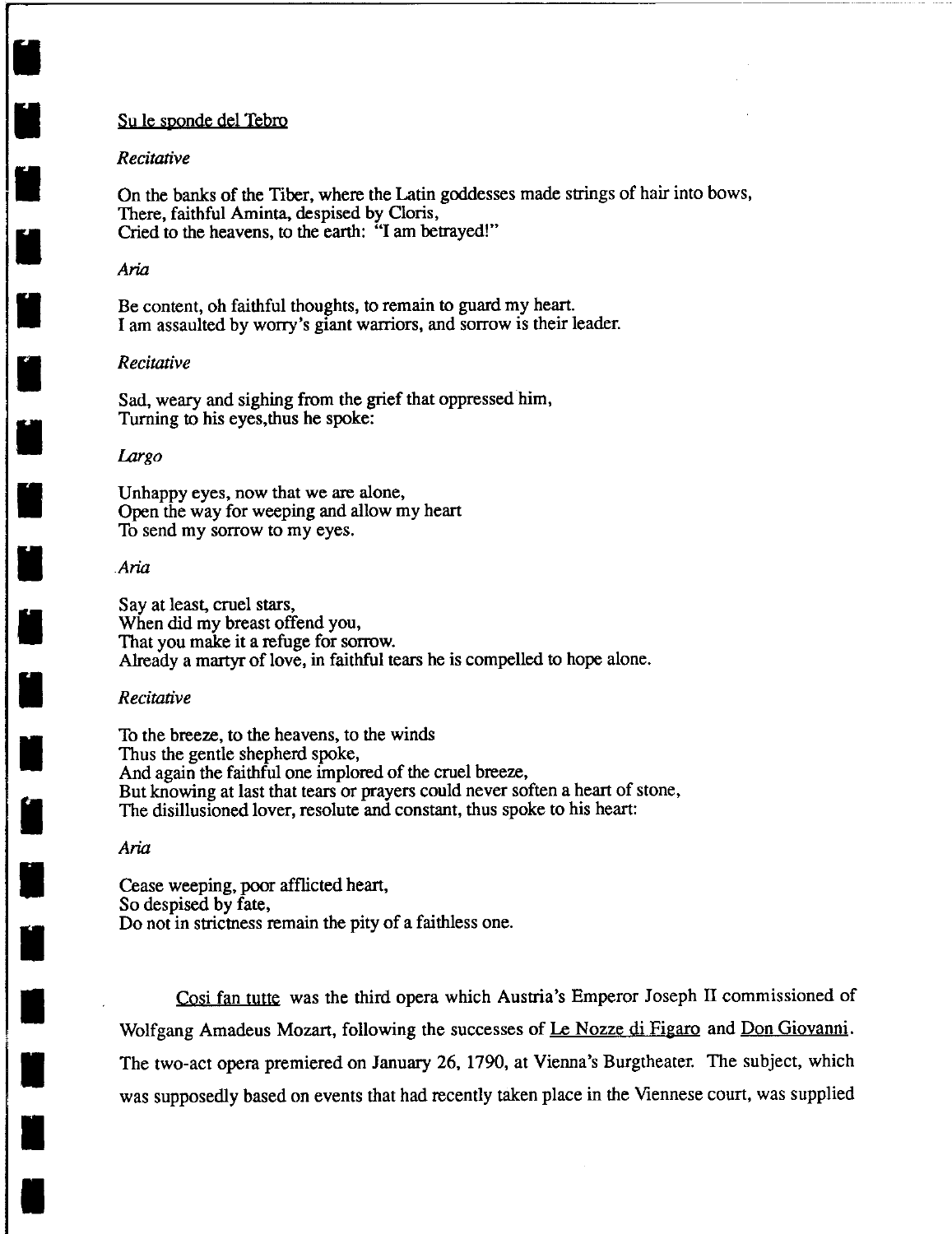Su le sponde del Tebro

*Recitative*

On the banks of the Tiber, where the Latin goddesses made strings of hair into bows,
There, faithful Aminta, despised by Cloris,
Cried to the heavens, to the earth: "I am betrayed!"

*Aria*

Be content, oh faithful thoughts, to remain to guard my heart.
I am assaulted by worry's giant warriors, and sorrow is their leader.

*Recitative*

Sad, weary and sighing from the grief that oppressed him,
Turning to his eyes,thus he spoke:

*Largo*

Unhappy eyes, now that we are alone,
Open the way for weeping and allow my heart
To send my sorrow to my eyes.

*Aria*

Say at least, cruel stars,
When did my breast offend you,
That you make it a refuge for sorrow.
Already a martyr of love, in faithful tears he is compelled to hope alone.

*Recitative*

To the breeze, to the heavens, to the winds
Thus the gentle shepherd spoke,
And again the faithful one implored of the cruel breeze,
But knowing at last that tears or prayers could never soften a heart of stone,
The disillusioned lover, resolute and constant, thus spoke to his heart:

*Aria*

Cease weeping, poor afflicted heart,
So despised by fate,
Do not in strictness remain the pity of a faithless one.

Cosi fan tutte was the third opera which Austria's Emperor Joseph II commissioned of Wolfgang Amadeus Mozart, following the successes of Le Nozze di Figaro and Don Giovanni. The two-act opera premiered on January 26, 1790, at Vienna's Burgtheater. The subject, which was supposedly based on events that had recently taken place in the Viennese court, was supplied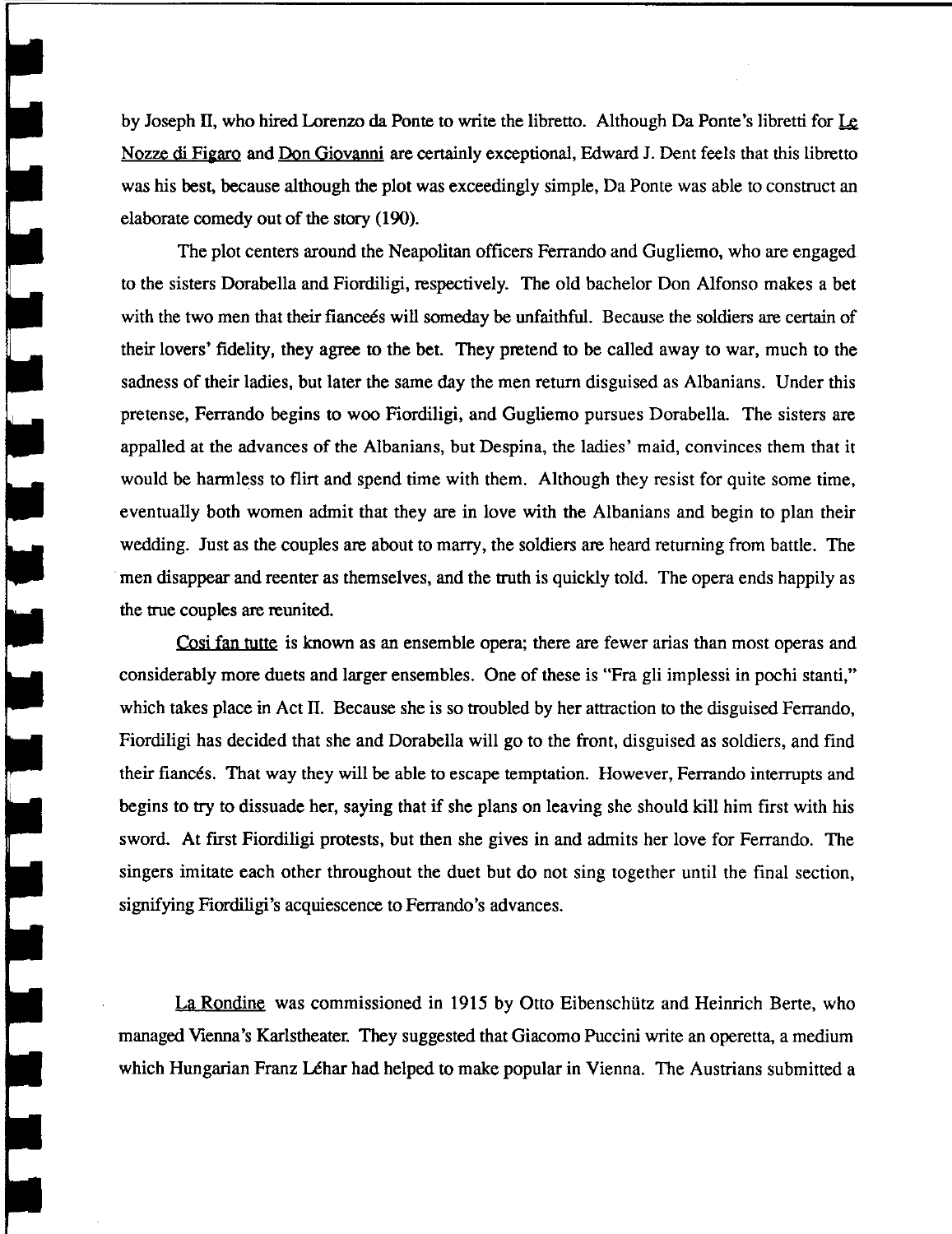by Joseph II, who hired Lorenzo da Ponte to write the libretto. Although Da Ponte's libretti for Le Nozze di Figaro and Don Giovanni are certainly exceptional, Edward J. Dent feels that this libretto was his best, because although the plot was exceedingly simple, Da Ponte was able to construct an elaborate comedy out of the story (190).

The plot centers around the Neapolitan officers Ferrando and Gugliemo, who are engaged to the sisters Dorabella and Fiordiligi, respectively. The old bachelor Don Alfonso makes a bet with the two men that their fianceés will someday be unfaithful. Because the soldiers are certain of their lovers' fidelity, they agree to the bet. They pretend to be called away to war, much to the sadness of their ladies, but later the same day the men return disguised as Albanians. Under this pretense, Ferrando begins to woo Fiordiligi, and Gugliemo pursues Dorabella. The sisters are appalled at the advances of the Albanians, but Despina, the ladies' maid, convinces them that it would be harmless to flirt and spend time with them. Although they resist for quite some time, eventually both women admit that they are in love with the Albanians and begin to plan their wedding. Just as the couples are about to marry, the soldiers are heard returning from battle. The men disappear and reenter as themselves, and the truth is quickly told. The opera ends happily as the true couples are reunited.

Cosi fan tutte is known as an ensemble opera; there are fewer arias than most operas and considerably more duets and larger ensembles. One of these is "Fra gli implessi in pochi stanti," which takes place in Act II. Because she is so troubled by her attraction to the disguised Ferrando, Fiordiligi has decided that she and Dorabella will go to the front, disguised as soldiers, and find their fiancés. That way they will be able to escape temptation. However, Ferrando interrupts and begins to try to dissuade her, saying that if she plans on leaving she should kill him first with his sword. At first Fiordiligi protests, but then she gives in and admits her love for Ferrando. The singers imitate each other throughout the duet but do not sing together until the final section, signifying Fiordiligi's acquiescence to Ferrando's advances.

La Rondine was commissioned in 1915 by Otto Eibenschütz and Heinrich Berte, who managed Vienna's Karlstheater. They suggested that Giacomo Puccini write an operetta, a medium which Hungarian Franz Léhar had helped to make popular in Vienna. The Austrians submitted a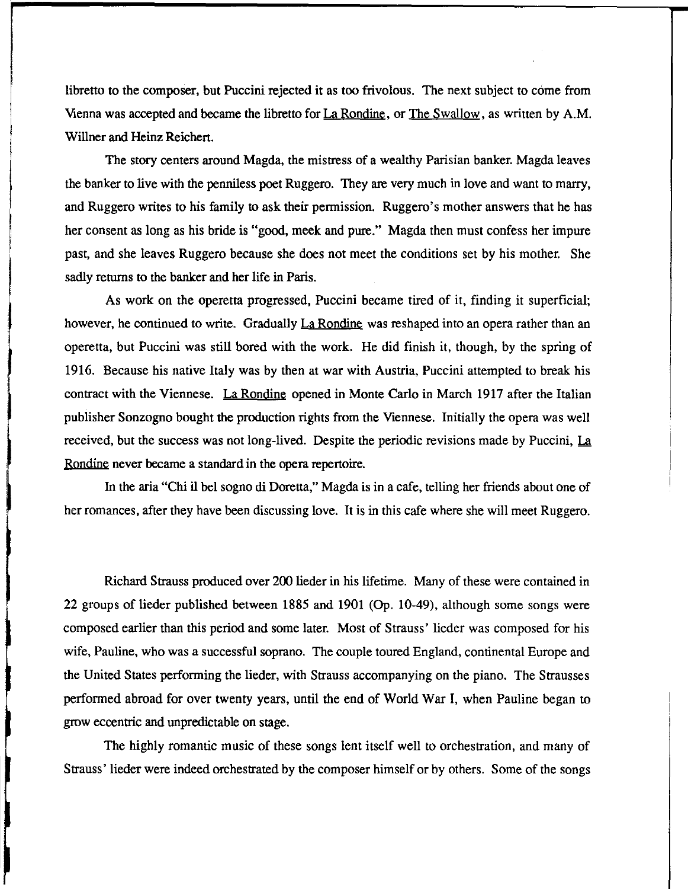libretto to the composer, but Puccini rejected it as too frivolous. The next subject to come from Vienna was accepted and became the libretto for La Rondine, or The Swallow, as written by A.M. Willner and Heinz Reichert.

The story centers around Magda, the mistress of a wealthy Parisian banker. Magda leaves the banker to live with the penniless poet Ruggero. They are very much in love and want to marry, and Ruggero writes to his family to ask their permission. Ruggero's mother answers that he has her consent as long as his bride is "good, meek and pure." Magda then must confess her impure past, and she leaves Ruggero because she does not meet the conditions set by his mother. She sadly returns to the banker and her life in Paris.

As work on the operetta progressed, Puccini became tired of it, finding it superficial; however, he continued to write. Gradually La Rondine was reshaped into an opera rather than an operetta, but Puccini was still bored with the work. He did finish it, though, by the spring of 1916. Because his native Italy was by then at war with Austria, Puccini attempted to break his contract with the Viennese. La Rondine opened in Monte Carlo in March 1917 after the Italian publisher Sonzogno bought the production rights from the Viennese. Initially the opera was well received, but the success was not long-lived. Despite the periodic revisions made by Puccini, La Rondine never became a standard in the opera repertoire.

In the aria "Chi il bel sogno di Doretta," Magda is in a cafe, telling her friends about one of her romances, after they have been discussing love. It is in this cafe where she will meet Ruggero.

Richard Strauss produced over 200 lieder in his lifetime. Many of these were contained in 22 groups of lieder published between 1885 and 1901 (Op. 10-49), although some songs were composed earlier than this period and some later. Most of Strauss' lieder was composed for his wife, Pauline, who was a successful soprano. The couple toured England, continental Europe and the United States performing the lieder, with Strauss accompanying on the piano. The Strausses performed abroad for over twenty years, until the end of World War I, when Pauline began to grow eccentric and unpredictable on stage.

The highly romantic music of these songs lent itself well to orchestration, and many of Strauss' lieder were indeed orchestrated by the composer himself or by others. Some of the songs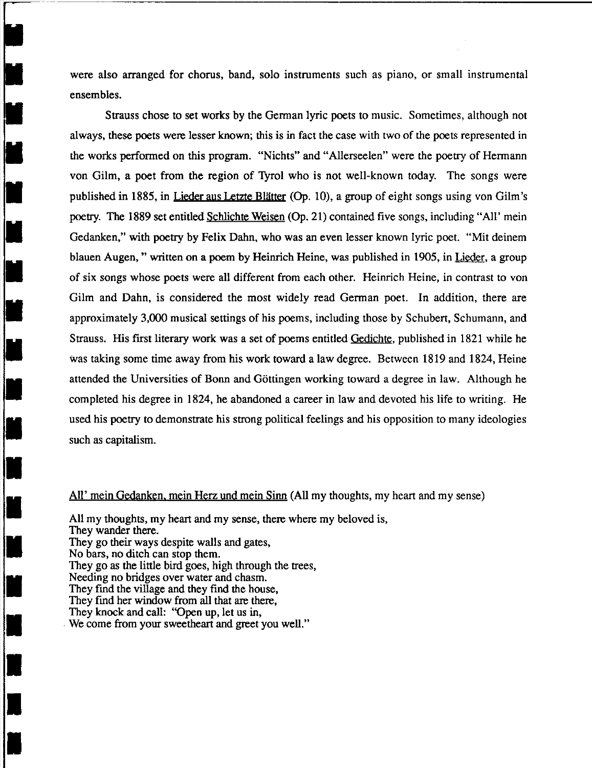were also arranged for chorus, band, solo instruments such as piano, or small instrumental ensembles.

Strauss chose to set works by the German lyric poets to music. Sometimes, although not always, these poets were lesser known; this is in fact the case with two of the poets represented in the works performed on this program. "Nichts" and "Allerseelen" were the poetry of Hermann von Gilm, a poet from the region of Tyrol who is not well-known today. The songs were published in 1885, in Lieder aus Letzte Blätter (Op. 10), a group of eight songs using von Gilm's poetry. The 1889 set entitled Schlichte Weisen (Op. 21) contained five songs, including "All' mein Gedanken," with poetry by Felix Dahn, who was an even lesser known lyric poet. "Mit deinem blauen Augen, " written on a poem by Heinrich Heine, was published in 1905, in Lieder, a group of six songs whose poets were all different from each other. Heinrich Heine, in contrast to von Gilm and Dahn, is considered the most widely read German poet. In addition, there are approximately 3,000 musical settings of his poems, including those by Schubert, Schumann, and Strauss. His first literary work was a set of poems entitled Gedichte, published in 1821 while he was taking some time away from his work toward a law degree. Between 1819 and 1824, Heine attended the Universities of Bonn and Göttingen working toward a degree in law. Although he completed his degree in 1824, he abandoned a career in law and devoted his life to writing. He used his poetry to demonstrate his strong political feelings and his opposition to many ideologies such as capitalism.

All' mein Gedanken, mein Herz und mein Sinn (All my thoughts, my heart and my sense)

All my thoughts, my heart and my sense, there where my beloved is,
They wander there.
They go their ways despite walls and gates,
No bars, no ditch can stop them.
They go as the little bird goes, high through the trees,
Needing no bridges over water and chasm.
They find the village and they find the house,
They find her window from all that are there,
They knock and call: "Open up, let us in,
We come from your sweetheart and greet you well."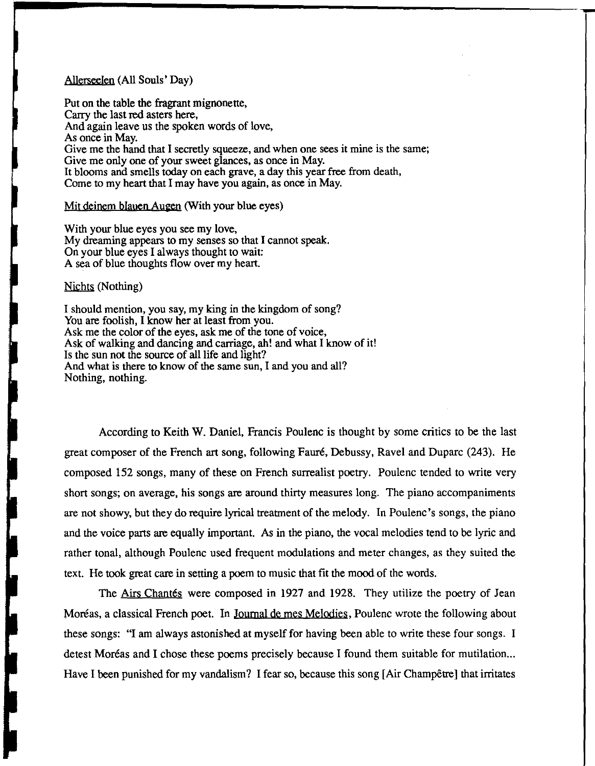<u>Allerseelen</u> (All Souls' Day)

Put on the table the fragrant mignonette,
Carry the last red asters here,
And again leave us the spoken words of love,
As once in May.
Give me the hand that I secretly squeeze, and when one sees it mine is the same;
Give me only one of your sweet glances, as once in May.
It blooms and smells today on each grave, a day this year free from death,
Come to my heart that I may have you again, as once in May.

<u>Mit deinem blauen Augen</u> (With your blue eyes)

With your blue eyes you see my love,
My dreaming appears to my senses so that I cannot speak.
On your blue eyes I always thought to wait:
A sea of blue thoughts flow over my heart.

<u>Nichts</u> (Nothing)

I should mention, you say, my king in the kingdom of song?
You are foolish, I know her at least from you.
Ask me the color of the eyes, ask me of the tone of voice,
Ask of walking and dancing and carriage, ah! and what I know of it!
Is the sun not the source of all life and light?
And what is there to know of the same sun, I and you and all?
Nothing, nothing.

According to Keith W. Daniel, Francis Poulenc is thought by some critics to be the last great composer of the French art song, following Fauré, Debussy, Ravel and Duparc (243). He composed 152 songs, many of these on French surrealist poetry. Poulenc tended to write very short songs; on average, his songs are around thirty measures long. The piano accompaniments are not showy, but they do require lyrical treatment of the melody. In Poulenc's songs, the piano and the voice parts are equally important. As in the piano, the vocal melodies tend to be lyric and rather tonal, although Poulenc used frequent modulations and meter changes, as they suited the text. He took great care in setting a poem to music that fit the mood of the words.

The <u>Airs Chantés</u> were composed in 1927 and 1928. They utilize the poetry of Jean Moréas, a classical French poet. In <u>Journal de mes Melodies</u>, Poulenc wrote the following about these songs: "I am always astonished at myself for having been able to write these four songs. I detest Moréas and I chose these poems precisely because I found them suitable for mutilation... Have I been punished for my vandalism? I fear so, because this song [Air Champêtre] that irritates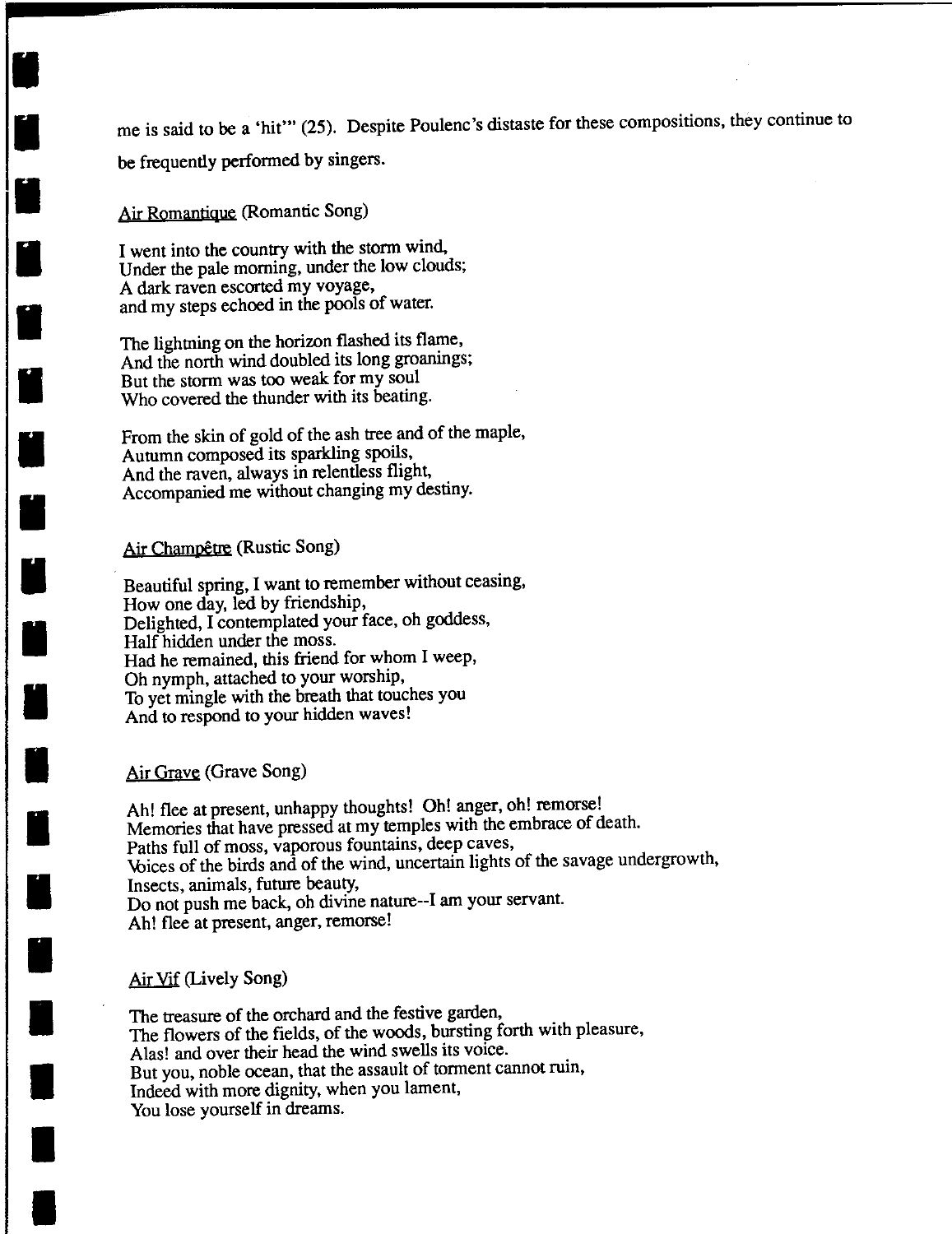me is said to be a 'hit'" (25). Despite Poulenc's distaste for these compositions, they continue to be frequently performed by singers.

Air Romantique (Romantic Song)

I went into the country with the storm wind,  
Under the pale morning, under the low clouds;  
A dark raven escorted my voyage,  
and my steps echoed in the pools of water.

The lightning on the horizon flashed its flame,  
And the north wind doubled its long groanings;  
But the storm was too weak for my soul  
Who covered the thunder with its beating.

From the skin of gold of the ash tree and of the maple,  
Autumn composed its sparkling spoils,  
And the raven, always in relentless flight,  
Accompanied me without changing my destiny.

Air Champêtre (Rustic Song)

Beautiful spring, I want to remember without ceasing,  
How one day, led by friendship,  
Delighted, I contemplated your face, oh goddess,  
Half hidden under the moss.  
Had he remained, this friend for whom I weep,  
Oh nymph, attached to your worship,  
To yet mingle with the breath that touches you  
And to respond to your hidden waves!

Air Grave (Grave Song)

Ah! flee at present, unhappy thoughts! Oh! anger, oh! remorse!  
Memories that have pressed at my temples with the embrace of death.  
Paths full of moss, vaporous fountains, deep caves,  
Voices of the birds and of the wind, uncertain lights of the savage undergrowth,  
Insects, animals, future beauty,  
Do not push me back, oh divine nature--I am your servant.  
Ah! flee at present, anger, remorse!

Air Vif (Lively Song)

The treasure of the orchard and the festive garden,  
The flowers of the fields, of the woods, bursting forth with pleasure,  
Alas! and over their head the wind swells its voice.  
But you, noble ocean, that the assault of torment cannot ruin,  
Indeed with more dignity, when you lament,  
You lose yourself in dreams.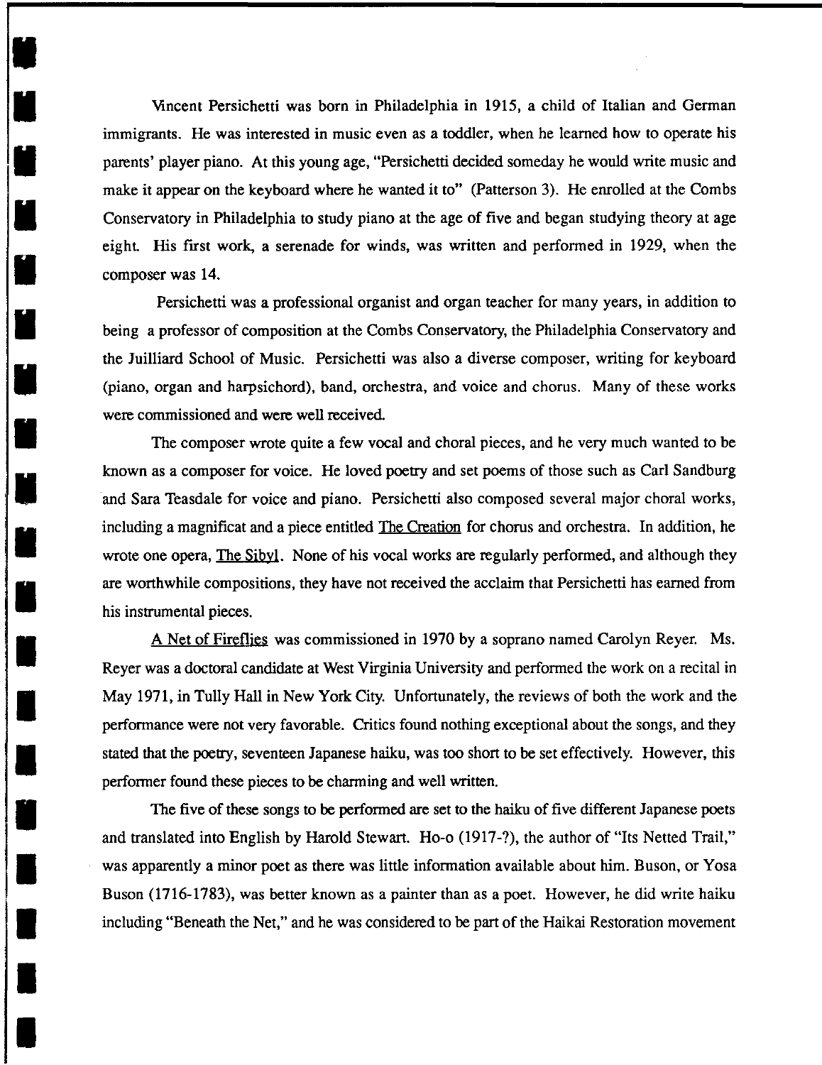Vincent Persichetti was born in Philadelphia in 1915, a child of Italian and German immigrants. He was interested in music even as a toddler, when he learned how to operate his parents' player piano. At this young age, "Persichetti decided someday he would write music and make it appear on the keyboard where he wanted it to" (Patterson 3). He enrolled at the Combs Conservatory in Philadelphia to study piano at the age of five and began studying theory at age eight. His first work, a serenade for winds, was written and performed in 1929, when the composer was 14.

Persichetti was a professional organist and organ teacher for many years, in addition to being a professor of composition at the Combs Conservatory, the Philadelphia Conservatory and the Juilliard School of Music. Persichetti was also a diverse composer, writing for keyboard (piano, organ and harpsichord), band, orchestra, and voice and chorus. Many of these works were commissioned and were well received.

The composer wrote quite a few vocal and choral pieces, and he very much wanted to be known as a composer for voice. He loved poetry and set poems of those such as Carl Sandburg and Sara Teasdale for voice and piano. Persichetti also composed several major choral works, including a magnificat and a piece entitled The Creation for chorus and orchestra. In addition, he wrote one opera, The Sibyl. None of his vocal works are regularly performed, and although they are worthwhile compositions, they have not received the acclaim that Persichetti has earned from his instrumental pieces.

A Net of Fireflies was commissioned in 1970 by a soprano named Carolyn Reyer. Ms. Reyer was a doctoral candidate at West Virginia University and performed the work on a recital in May 1971, in Tully Hall in New York City. Unfortunately, the reviews of both the work and the performance were not very favorable. Critics found nothing exceptional about the songs, and they stated that the poetry, seventeen Japanese haiku, was too short to be set effectively. However, this performer found these pieces to be charming and well written.

The five of these songs to be performed are set to the haiku of five different Japanese poets and translated into English by Harold Stewart. Ho-o (1917-?), the author of "Its Netted Trail," was apparently a minor poet as there was little information available about him. Buson, or Yosa Buson (1716-1783), was better known as a painter than as a poet. However, he did write haiku including "Beneath the Net," and he was considered to be part of the Haikai Restoration movement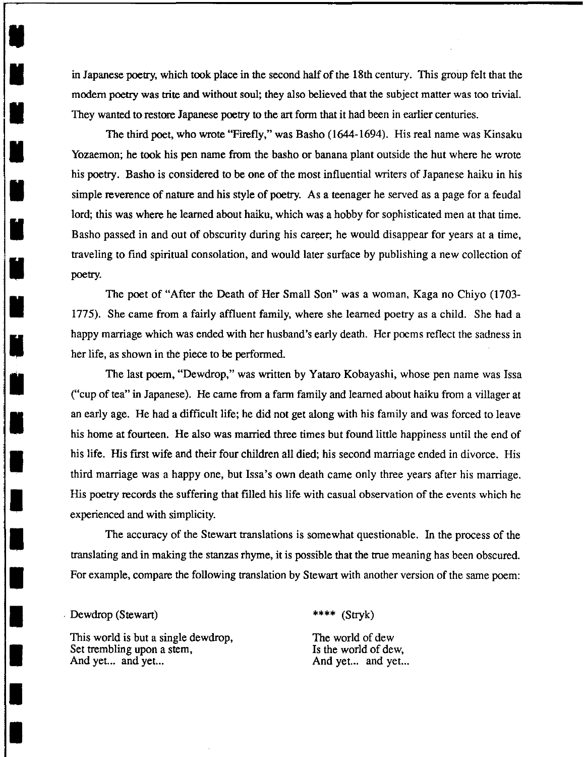in Japanese poetry, which took place in the second half of the 18th century. This group felt that the modern poetry was trite and without soul; they also believed that the subject matter was too trivial. They wanted to restore Japanese poetry to the art form that it had been in earlier centuries.

The third poet, who wrote "Firefly," was Basho (1644-1694). His real name was Kinsaku Yozaemon; he took his pen name from the basho or banana plant outside the hut where he wrote his poetry. Basho is considered to be one of the most influential writers of Japanese haiku in his simple reverence of nature and his style of poetry. As a teenager he served as a page for a feudal lord; this was where he learned about haiku, which was a hobby for sophisticated men at that time. Basho passed in and out of obscurity during his career; he would disappear for years at a time, traveling to find spiritual consolation, and would later surface by publishing a new collection of poetry.

The poet of "After the Death of Her Small Son" was a woman, Kaga no Chiyo (1703-1775). She came from a fairly affluent family, where she learned poetry as a child. She had a happy marriage which was ended with her husband's early death. Her poems reflect the sadness in her life, as shown in the piece to be performed.

The last poem, "Dewdrop," was written by Yataro Kobayashi, whose pen name was Issa ("cup of tea" in Japanese). He came from a farm family and learned about haiku from a villager at an early age. He had a difficult life; he did not get along with his family and was forced to leave his home at fourteen. He also was married three times but found little happiness until the end of his life. His first wife and their four children all died; his second marriage ended in divorce. His third marriage was a happy one, but Issa's own death came only three years after his marriage. His poetry records the suffering that filled his life with casual observation of the events which he experienced and with simplicity.

The accuracy of the Stewart translations is somewhat questionable. In the process of the translating and in making the stanzas rhyme, it is possible that the true meaning has been obscured. For example, compare the following translation by Stewart with another version of the same poem:

Dewdrop (Stewart)

This world is but a single dewdrop,
Set trembling upon a stem,
And yet... and yet...

**** (Stryk)

The world of dew
Is the world of dew,
And yet... and yet...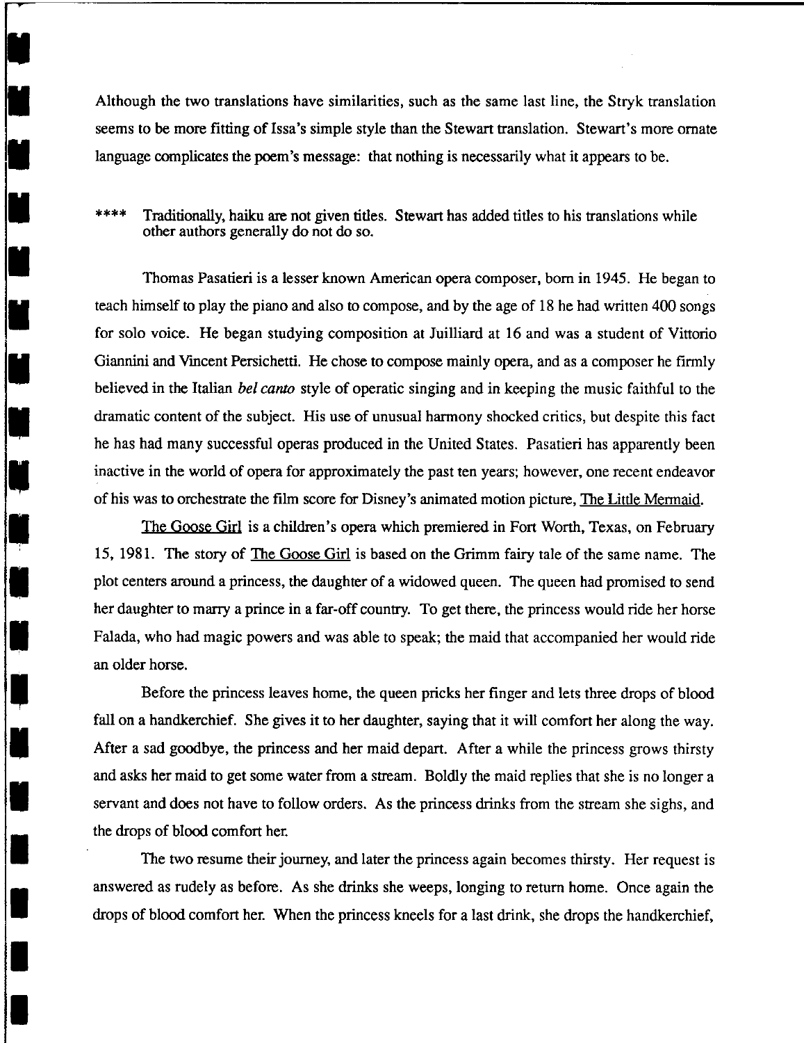Although the two translations have similarities, such as the same last line, the Stryk translation seems to be more fitting of Issa's simple style than the Stewart translation. Stewart's more ornate language complicates the poem's message: that nothing is necessarily what it appears to be.

**** Traditionally, haiku are not given titles. Stewart has added titles to his translations while other authors generally do not do so.

Thomas Pasatieri is a lesser known American opera composer, born in 1945. He began to teach himself to play the piano and also to compose, and by the age of 18 he had written 400 songs for solo voice. He began studying composition at Juilliard at 16 and was a student of Vittorio Giannini and Vincent Persichetti. He chose to compose mainly opera, and as a composer he firmly believed in the Italian *bel canto* style of operatic singing and in keeping the music faithful to the dramatic content of the subject. His use of unusual harmony shocked critics, but despite this fact he has had many successful operas produced in the United States. Pasatieri has apparently been inactive in the world of opera for approximately the past ten years; however, one recent endeavor of his was to orchestrate the film score for Disney's animated motion picture, The Little Mermaid.

The Goose Girl is a children's opera which premiered in Fort Worth, Texas, on February 15, 1981. The story of The Goose Girl is based on the Grimm fairy tale of the same name. The plot centers around a princess, the daughter of a widowed queen. The queen had promised to send her daughter to marry a prince in a far-off country. To get there, the princess would ride her horse Falada, who had magic powers and was able to speak; the maid that accompanied her would ride an older horse.

Before the princess leaves home, the queen pricks her finger and lets three drops of blood fall on a handkerchief. She gives it to her daughter, saying that it will comfort her along the way. After a sad goodbye, the princess and her maid depart. After a while the princess grows thirsty and asks her maid to get some water from a stream. Boldly the maid replies that she is no longer a servant and does not have to follow orders. As the princess drinks from the stream she sighs, and the drops of blood comfort her.

The two resume their journey, and later the princess again becomes thirsty. Her request is answered as rudely as before. As she drinks she weeps, longing to return home. Once again the drops of blood comfort her. When the princess kneels for a last drink, she drops the handkerchief,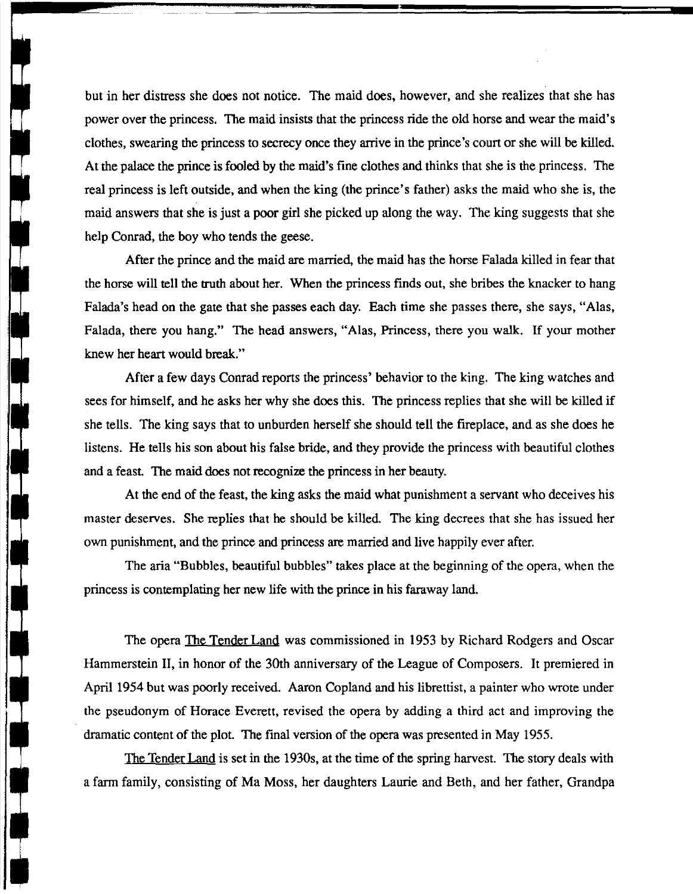but in her distress she does not notice. The maid does, however, and she realizes that she has power over the princess. The maid insists that the princess ride the old horse and wear the maid's clothes, swearing the princess to secrecy once they arrive in the prince's court or she will be killed. At the palace the prince is fooled by the maid's fine clothes and thinks that she is the princess. The real princess is left outside, and when the king (the prince's father) asks the maid who she is, the maid answers that she is just a poor girl she picked up along the way. The king suggests that she help Conrad, the boy who tends the geese.

After the prince and the maid are married, the maid has the horse Falada killed in fear that the horse will tell the truth about her. When the princess finds out, she bribes the knacker to hang Falada's head on the gate that she passes each day. Each time she passes there, she says, "Alas, Falada, there you hang." The head answers, "Alas, Princess, there you walk. If your mother knew her heart would break."

After a few days Conrad reports the princess' behavior to the king. The king watches and sees for himself, and he asks her why she does this. The princess replies that she will be killed if she tells. The king says that to unburden herself she should tell the fireplace, and as she does he listens. He tells his son about his false bride, and they provide the princess with beautiful clothes and a feast. The maid does not recognize the princess in her beauty.

At the end of the feast, the king asks the maid what punishment a servant who deceives his master deserves. She replies that he should be killed. The king decrees that she has issued her own punishment, and the prince and princess are married and live happily ever after.

The aria "Bubbles, beautiful bubbles" takes place at the beginning of the opera, when the princess is contemplating her new life with the prince in his faraway land.

The opera The Tender Land was commissioned in 1953 by Richard Rodgers and Oscar Hammerstein II, in honor of the 30th anniversary of the League of Composers. It premiered in April 1954 but was poorly received. Aaron Copland and his librettist, a painter who wrote under the pseudonym of Horace Everett, revised the opera by adding a third act and improving the dramatic content of the plot. The final version of the opera was presented in May 1955.

The Tender Land is set in the 1930s, at the time of the spring harvest. The story deals with a farm family, consisting of Ma Moss, her daughters Laurie and Beth, and her father, Grandpa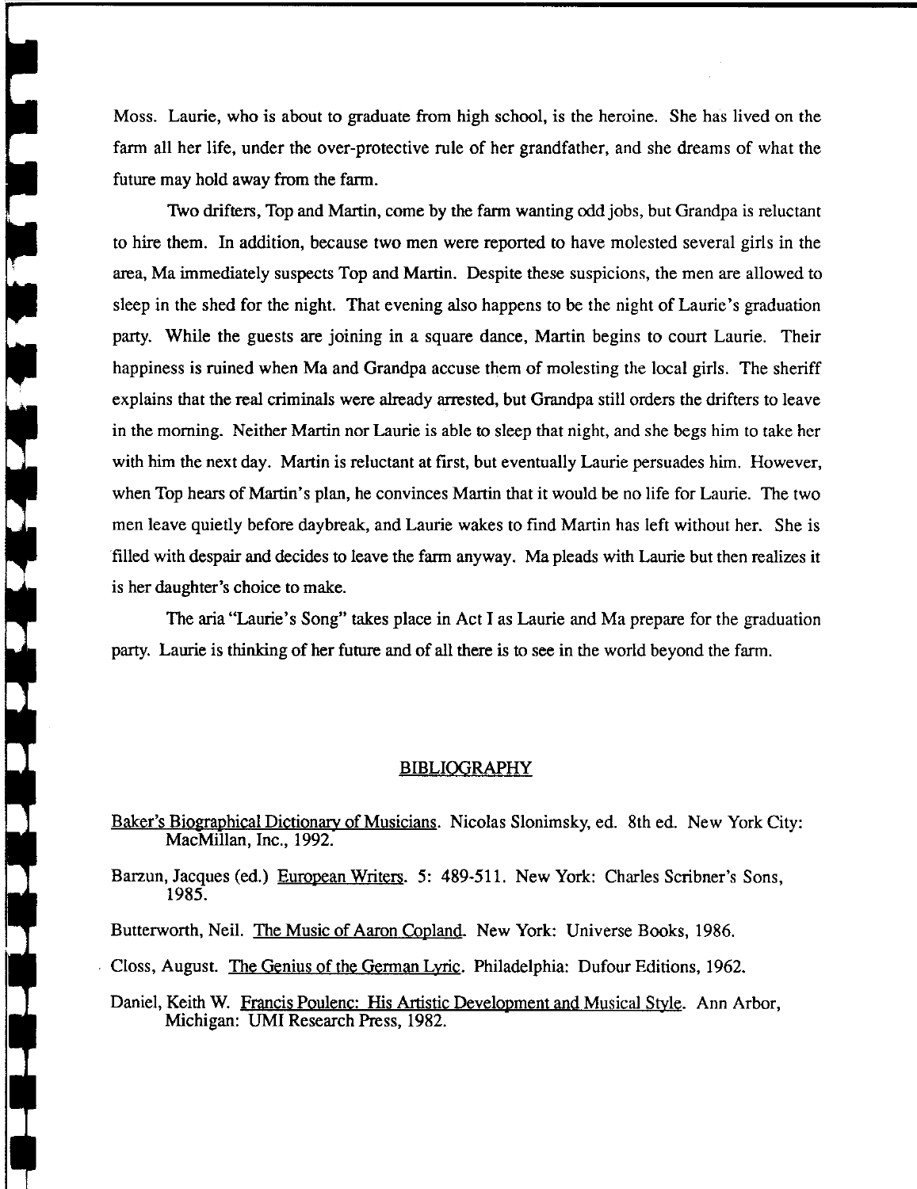Moss. Laurie, who is about to graduate from high school, is the heroine. She has lived on the farm all her life, under the over-protective rule of her grandfather, and she dreams of what the future may hold away from the farm.

Two drifters, Top and Martin, come by the farm wanting odd jobs, but Grandpa is reluctant to hire them. In addition, because two men were reported to have molested several girls in the area, Ma immediately suspects Top and Martin. Despite these suspicions, the men are allowed to sleep in the shed for the night. That evening also happens to be the night of Laurie's graduation party. While the guests are joining in a square dance, Martin begins to court Laurie. Their happiness is ruined when Ma and Grandpa accuse them of molesting the local girls. The sheriff explains that the real criminals were already arrested, but Grandpa still orders the drifters to leave in the morning. Neither Martin nor Laurie is able to sleep that night, and she begs him to take her with him the next day. Martin is reluctant at first, but eventually Laurie persuades him. However, when Top hears of Martin's plan, he convinces Martin that it would be no life for Laurie. The two men leave quietly before daybreak, and Laurie wakes to find Martin has left without her. She is filled with despair and decides to leave the farm anyway. Ma pleads with Laurie but then realizes it is her daughter's choice to make.

The aria "Laurie's Song" takes place in Act I as Laurie and Ma prepare for the graduation party. Laurie is thinking of her future and of all there is to see in the world beyond the farm.

## BIBLIOGRAPHY

Baker's Biographical Dictionary of Musicians. Nicolas Slonimsky, ed. 8th ed. New York City: MacMillan, Inc., 1992.

Barzun, Jacques (ed.) European Writers. 5: 489-511. New York: Charles Scribner's Sons, 1985.

Butterworth, Neil. The Music of Aaron Copland. New York: Universe Books, 1986.

Closs, August. The Genius of the German Lyric. Philadelphia: Dufour Editions, 1962.

Daniel, Keith W. Francis Poulenc: His Artistic Development and Musical Style. Ann Arbor, Michigan: UMI Research Press, 1982.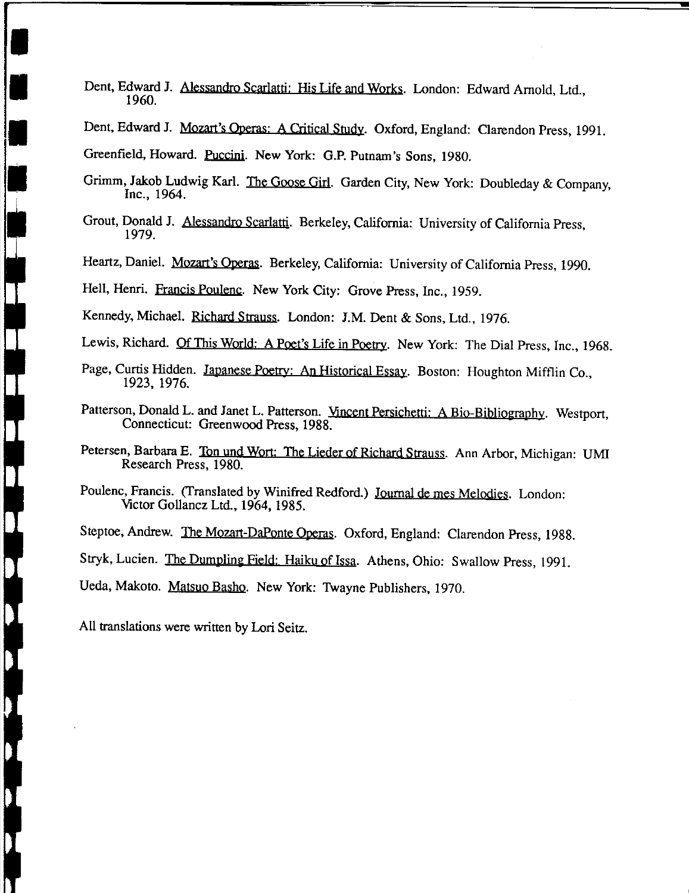Dent, Edward J. Alessandro Scarlatti: His Life and Works. London: Edward Arnold, Ltd., 1960.

Dent, Edward J. Mozart's Operas: A Critical Study. Oxford, England: Clarendon Press, 1991.

Greenfield, Howard. Puccini. New York: G.P. Putnam's Sons, 1980.

Grimm, Jakob Ludwig Karl. The Goose Girl. Garden City, New York: Doubleday & Company, Inc., 1964.

Grout, Donald J. Alessandro Scarlatti. Berkeley, California: University of California Press, 1979.

Heartz, Daniel. Mozart's Operas. Berkeley, California: University of California Press, 1990.

Hell, Henri. Francis Poulenc. New York City: Grove Press, Inc., 1959.

Kennedy, Michael. Richard Strauss. London: J.M. Dent & Sons, Ltd., 1976.

Lewis, Richard. Of This World: A Poet's Life in Poetry. New York: The Dial Press, Inc., 1968.

Page, Curtis Hidden. Japanese Poetry: An Historical Essay. Boston: Houghton Mifflin Co., 1923, 1976.

Patterson, Donald L. and Janet L. Patterson. Vincent Persichetti: A Bio-Bibliography. Westport, Connecticut: Greenwood Press, 1988.

Petersen, Barbara E. Ton und Wort: The Lieder of Richard Strauss. Ann Arbor, Michigan: UMI Research Press, 1980.

Poulenc, Francis. (Translated by Winifred Redford.) Journal de mes Melodies. London: Victor Gollancz Ltd., 1964, 1985.

Steptoe, Andrew. The Mozart-DaPonte Operas. Oxford, England: Clarendon Press, 1988.

Stryk, Lucien. The Dumpling Field: Haiku of Issa. Athens, Ohio: Swallow Press, 1991.

Ueda, Makoto. Matsuo Basho. New York: Twayne Publishers, 1970.

All translations were written by Lori Seitz.